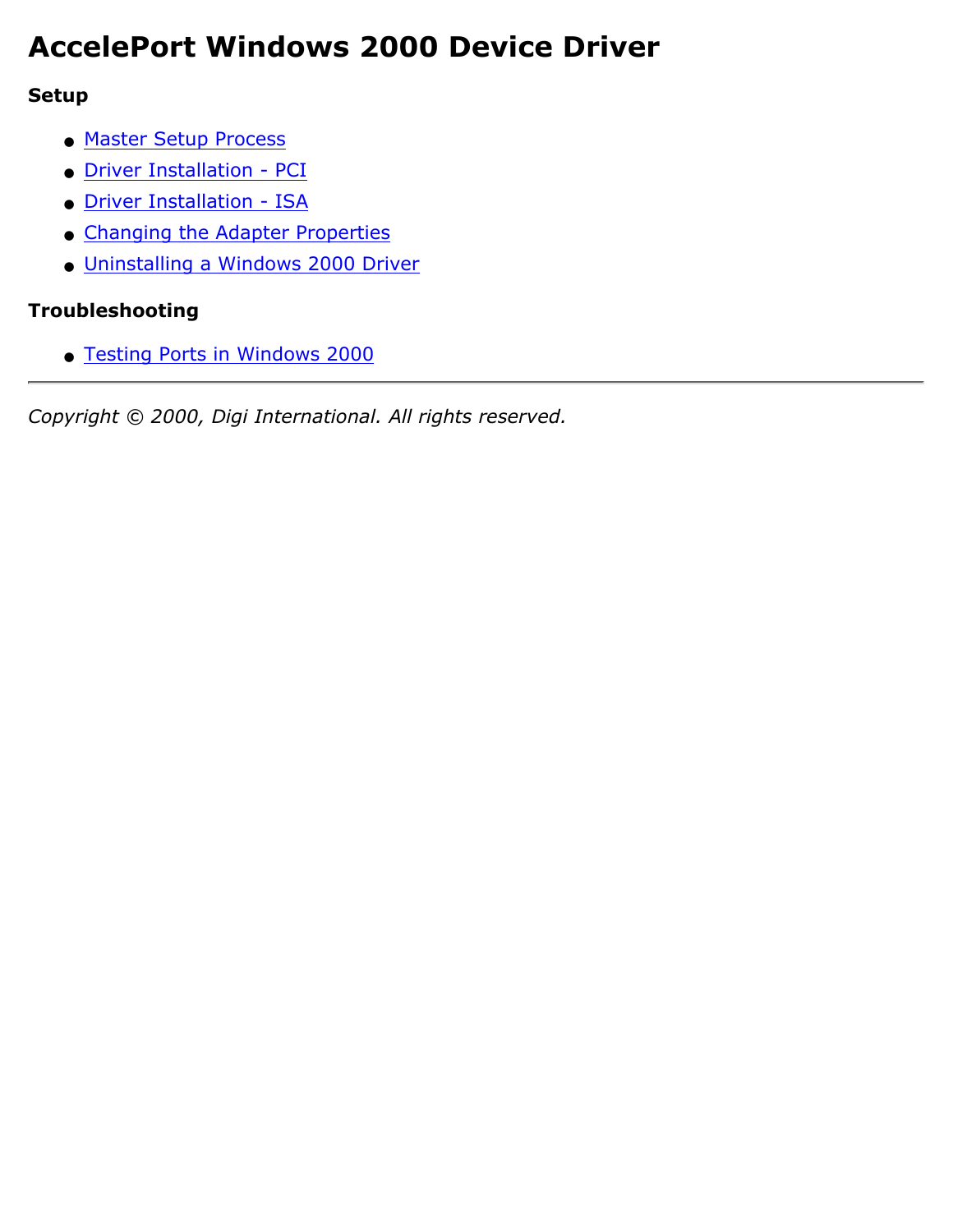# AccelePort Windows 2000 Device Driver

### Setup

- Master Setup Process
- Driver Installation - PCI
- Driver Installation - ISA
- Changing the Adapter Properties
- Uninstalling a Windows 2000 Driver

### Troubleshooting

- Testing Ports in Windows 2000

---

*Copyright © 2000, Digi International. All rights reserved.*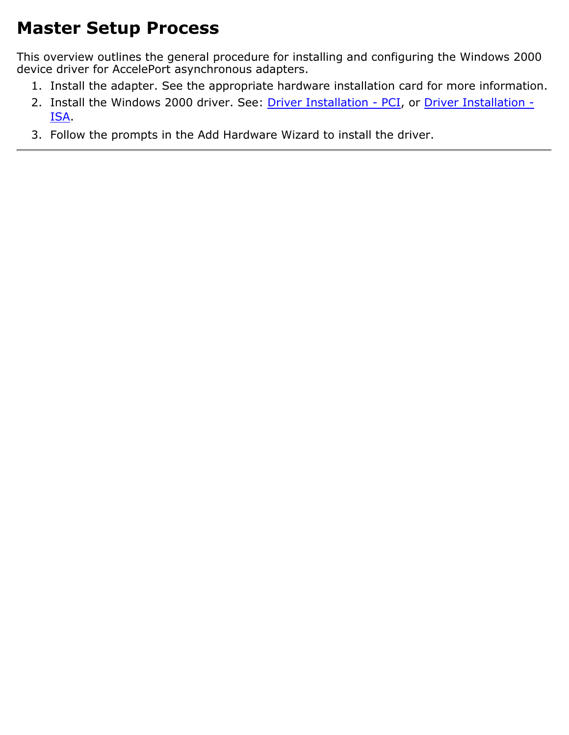# Master Setup Process

This overview outlines the general procedure for installing and configuring the Windows 2000 device driver for AccelePort asynchronous adapters.

1. Install the adapter. See the appropriate hardware installation card for more information.
2. Install the Windows 2000 driver. See: Driver Installation - PCI, or Driver Installation - ISA.
3. Follow the prompts in the Add Hardware Wizard to install the driver.

---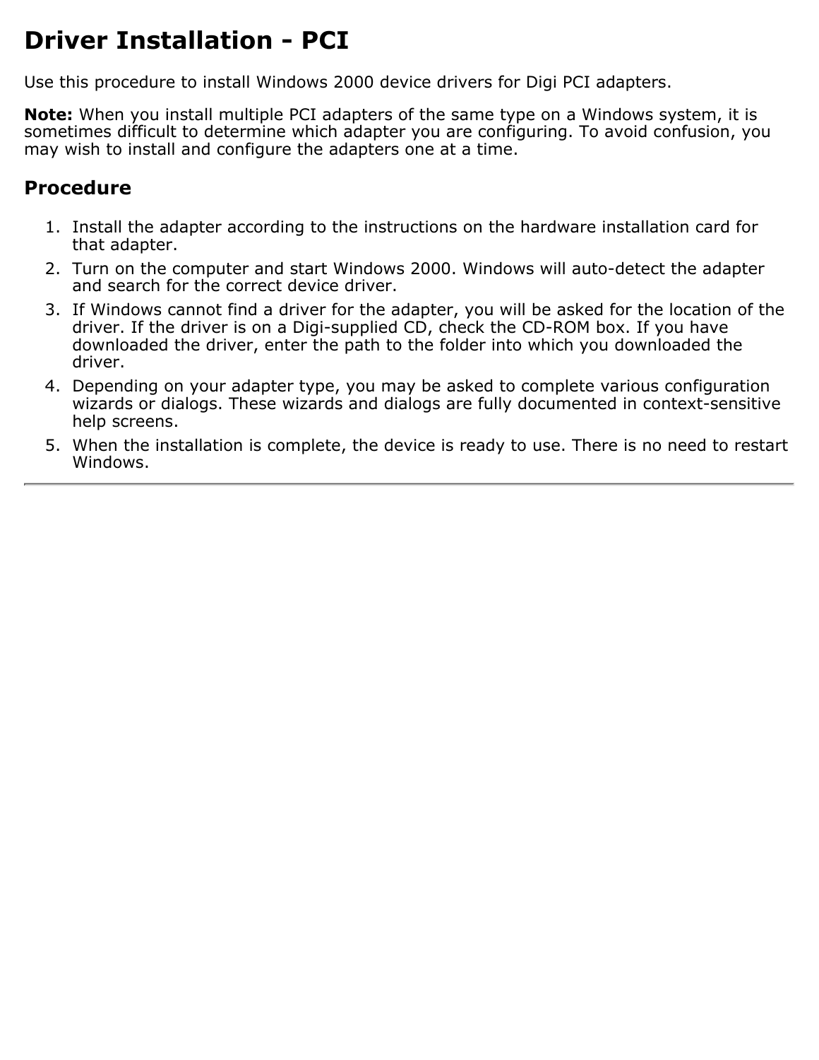# Driver Installation - PCI

Use this procedure to install Windows 2000 device drivers for Digi PCI adapters.

**Note:** When you install multiple PCI adapters of the same type on a Windows system, it is sometimes difficult to determine which adapter you are configuring. To avoid confusion, you may wish to install and configure the adapters one at a time.

## Procedure

1. Install the adapter according to the instructions on the hardware installation card for that adapter.
2. Turn on the computer and start Windows 2000. Windows will auto-detect the adapter and search for the correct device driver.
3. If Windows cannot find a driver for the adapter, you will be asked for the location of the driver. If the driver is on a Digi-supplied CD, check the CD-ROM box. If you have downloaded the driver, enter the path to the folder into which you downloaded the driver.
4. Depending on your adapter type, you may be asked to complete various configuration wizards or dialogs. These wizards and dialogs are fully documented in context-sensitive help screens.
5. When the installation is complete, the device is ready to use. There is no need to restart Windows.

---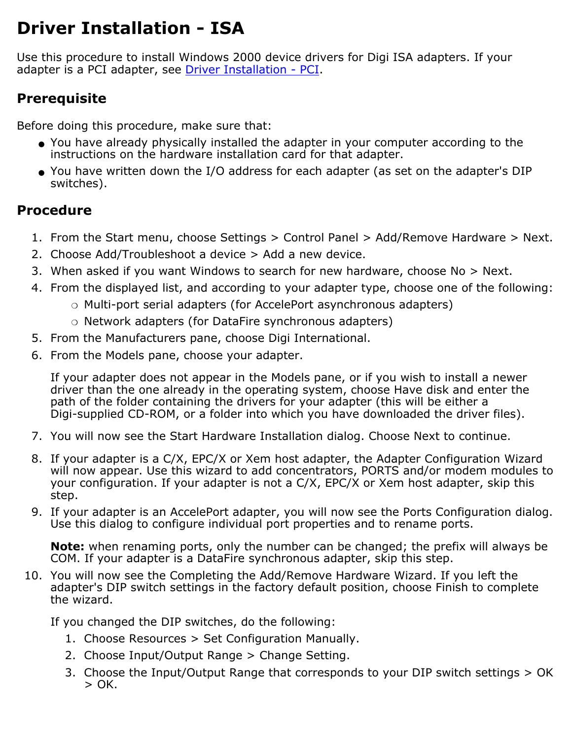# Driver Installation - ISA

Use this procedure to install Windows 2000 device drivers for Digi ISA adapters. If your adapter is a PCI adapter, see Driver Installation - PCI.

## Prerequisite

Before doing this procedure, make sure that:

- You have already physically installed the adapter in your computer according to the instructions on the hardware installation card for that adapter.
- You have written down the I/O address for each adapter (as set on the adapter's DIP switches).

## Procedure

1. From the Start menu, choose Settings > Control Panel > Add/Remove Hardware > Next.
2. Choose Add/Troubleshoot a device > Add a new device.
3. When asked if you want Windows to search for new hardware, choose No > Next.
4. From the displayed list, and according to your adapter type, choose one of the following:
   - Multi-port serial adapters (for AccelePort asynchronous adapters)
   - Network adapters (for DataFire synchronous adapters)
5. From the Manufacturers pane, choose Digi International.
6. From the Models pane, choose your adapter.

   If your adapter does not appear in the Models pane, or if you wish to install a newer driver than the one already in the operating system, choose Have disk and enter the path of the folder containing the drivers for your adapter (this will be either a Digi-supplied CD-ROM, or a folder into which you have downloaded the driver files).

7. You will now see the Start Hardware Installation dialog. Choose Next to continue.
8. If your adapter is a C/X, EPC/X or Xem host adapter, the Adapter Configuration Wizard will now appear. Use this wizard to add concentrators, PORTS and/or modem modules to your configuration. If your adapter is not a C/X, EPC/X or Xem host adapter, skip this step.
9. If your adapter is an AccelePort adapter, you will now see the Ports Configuration dialog. Use this dialog to configure individual port properties and to rename ports.

   **Note:** when renaming ports, only the number can be changed; the prefix will always be COM. If your adapter is a DataFire synchronous adapter, skip this step.

10. You will now see the Completing the Add/Remove Hardware Wizard. If you left the adapter's DIP switch settings in the factory default position, choose Finish to complete the wizard.

    If you changed the DIP switches, do the following:

    1. Choose Resources > Set Configuration Manually.
    2. Choose Input/Output Range > Change Setting.
    3. Choose the Input/Output Range that corresponds to your DIP switch settings > OK > OK.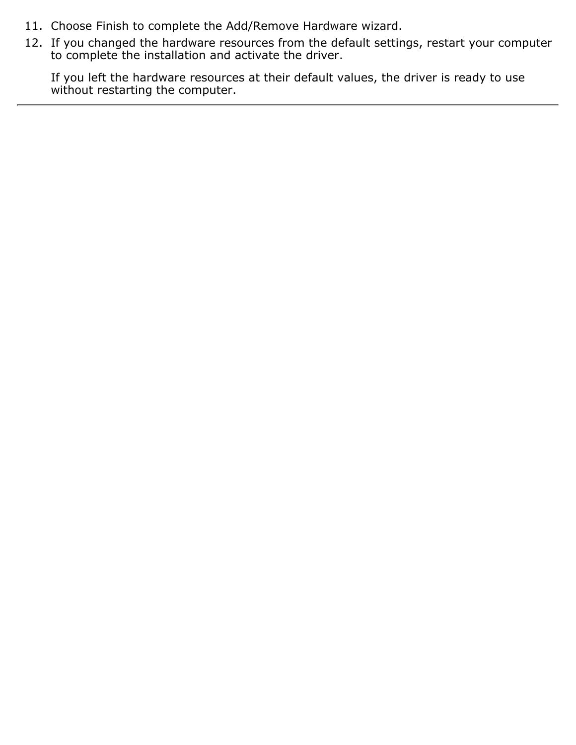11. Choose Finish to complete the Add/Remove Hardware wizard.
12. If you changed the hardware resources from the default settings, restart your computer to complete the installation and activate the driver.

    If you left the hardware resources at their default values, the driver is ready to use without restarting the computer.

---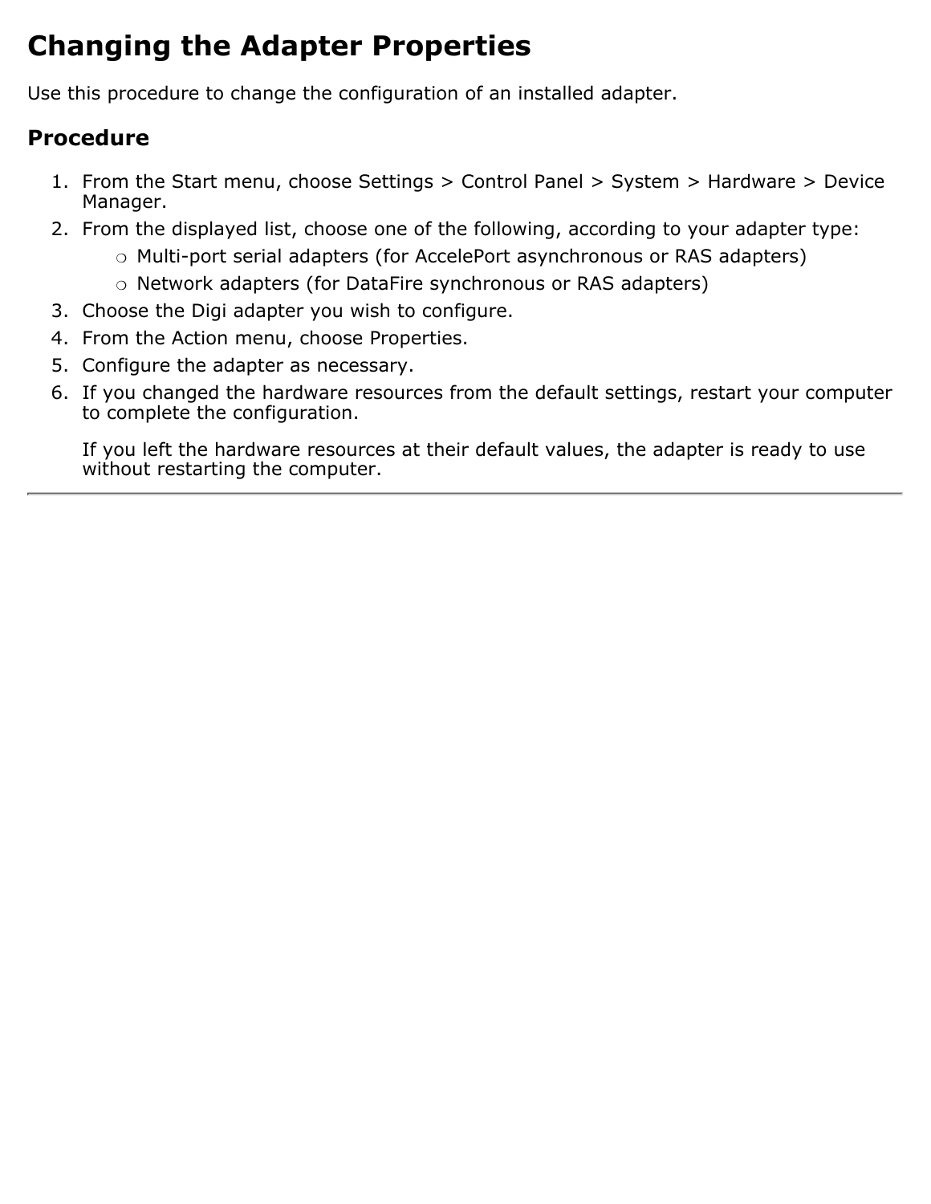# Changing the Adapter Properties

Use this procedure to change the configuration of an installed adapter.

## Procedure

1. From the Start menu, choose Settings > Control Panel > System > Hardware > Device Manager.
2. From the displayed list, choose one of the following, according to your adapter type:
   - Multi-port serial adapters (for AccelePort asynchronous or RAS adapters)
   - Network adapters (for DataFire synchronous or RAS adapters)
3. Choose the Digi adapter you wish to configure.
4. From the Action menu, choose Properties.
5. Configure the adapter as necessary.
6. If you changed the hardware resources from the default settings, restart your computer to complete the configuration.

   If you left the hardware resources at their default values, the adapter is ready to use without restarting the computer.

---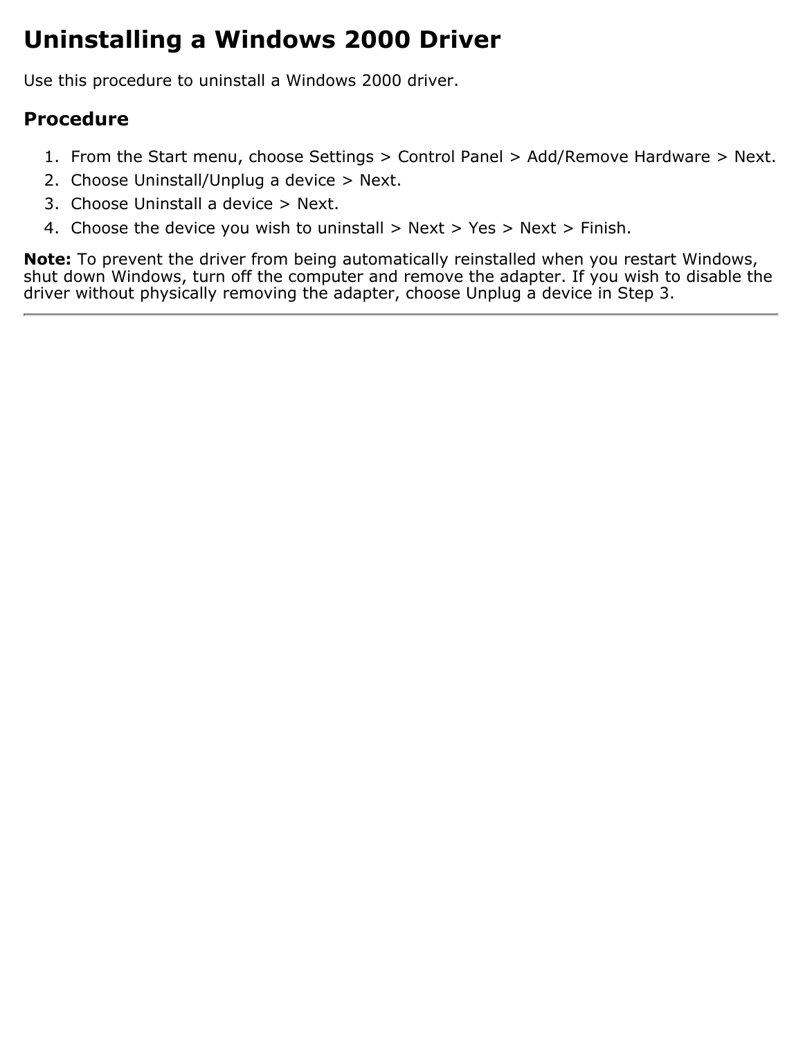# Uninstalling a Windows 2000 Driver

Use this procedure to uninstall a Windows 2000 driver.

## Procedure

1. From the Start menu, choose Settings > Control Panel > Add/Remove Hardware > Next.
2. Choose Uninstall/Unplug a device > Next.
3. Choose Uninstall a device > Next.
4. Choose the device you wish to uninstall > Next > Yes > Next > Finish.

**Note:** To prevent the driver from being automatically reinstalled when you restart Windows, shut down Windows, turn off the computer and remove the adapter. If you wish to disable the driver without physically removing the adapter, choose Unplug a device in Step 3.

---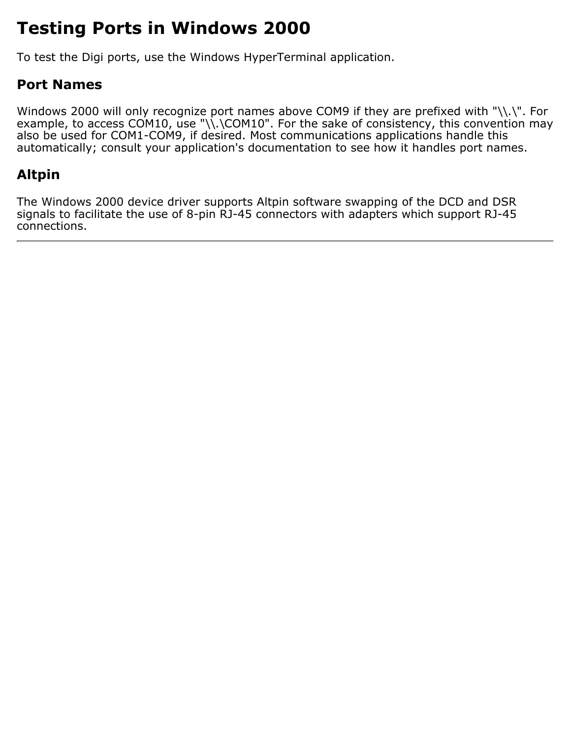# Testing Ports in Windows 2000

To test the Digi ports, use the Windows HyperTerminal application.

## Port Names

Windows 2000 will only recognize port names above COM9 if they are prefixed with "\\.\". For example, to access COM10, use "\\.\COM10". For the sake of consistency, this convention may also be used for COM1-COM9, if desired. Most communications applications handle this automatically; consult your application's documentation to see how it handles port names.

## Altpin

The Windows 2000 device driver supports Altpin software swapping of the DCD and DSR signals to facilitate the use of 8-pin RJ-45 connectors with adapters which support RJ-45 connections.

---